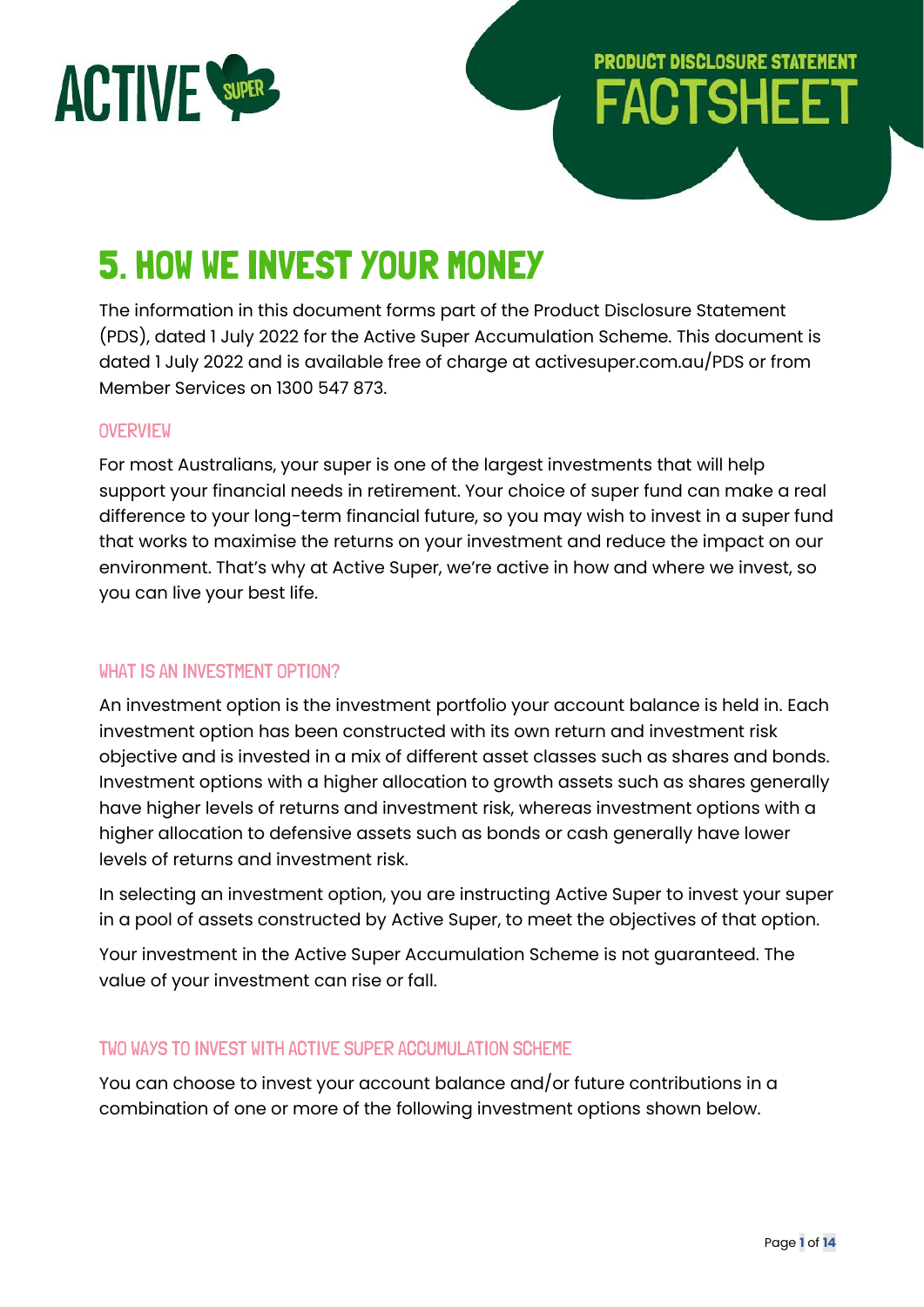ACTIVE SUPER

PRODUCT DISCLOSURE STATEMENT
# FACTSHEET

# 5. HOW WE INVEST YOUR MONEY

The information in this document forms part of the Product Disclosure Statement (PDS), dated 1 July 2022 for the Active Super Accumulation Scheme. This document is dated 1 July 2022 and is available free of charge at activesuper.com.au/PDS or from Member Services on 1300 547 873.

## OVERVIEW

For most Australians, your super is one of the largest investments that will help support your financial needs in retirement. Your choice of super fund can make a real difference to your long-term financial future, so you may wish to invest in a super fund that works to maximise the returns on your investment and reduce the impact on our environment. That's why at Active Super, we're active in how and where we invest, so you can live your best life.

## WHAT IS AN INVESTMENT OPTION?

An investment option is the investment portfolio your account balance is held in. Each investment option has been constructed with its own return and investment risk objective and is invested in a mix of different asset classes such as shares and bonds. Investment options with a higher allocation to growth assets such as shares generally have higher levels of returns and investment risk, whereas investment options with a higher allocation to defensive assets such as bonds or cash generally have lower levels of returns and investment risk.

In selecting an investment option, you are instructing Active Super to invest your super in a pool of assets constructed by Active Super, to meet the objectives of that option.

Your investment in the Active Super Accumulation Scheme is not guaranteed. The value of your investment can rise or fall.

## TWO WAYS TO INVEST WITH ACTIVE SUPER ACCUMULATION SCHEME

You can choose to invest your account balance and/or future contributions in a combination of one or more of the following investment options shown below.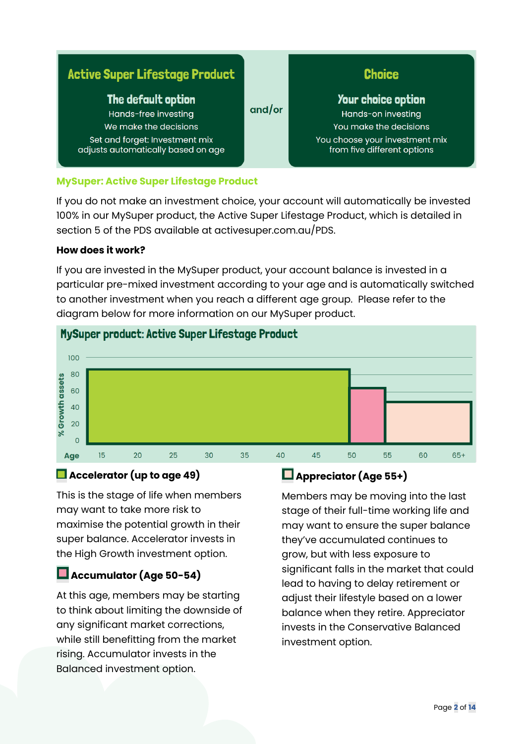**Active Super Lifestage Product**

**The default option**

Hands-free investing

We make the decisions

Set and forget: Investment mix adjusts automatically based on age

and/or

**Choice**

**Your choice option**

Hands-on investing

You make the decisions

You choose your investment mix from five different options

## MySuper: Active Super Lifestage Product

If you do not make an investment choice, your account will automatically be invested 100% in our MySuper product, the Active Super Lifestage Product, which is detailed in section 5 of the PDS available at activesuper.com.au/PDS.

**How does it work?**

If you are invested in the MySuper product, your account balance is invested in a particular pre-mixed investment according to your age and is automatically switched to another investment when you reach a different age group. Please refer to the diagram below for more information on our MySuper product.

**MySuper product: Active Super Lifestage Product**

% Growth assets: 0, 20, 40, 60, 80, 100

Age: 15, 20, 25, 30, 35, 40, 45, 50, 55, 60, 65+

### Accelerator (up to age 49)

This is the stage of life when members may want to take more risk to maximise the potential growth in their super balance. Accelerator invests in the High Growth investment option.

### Accumulator (Age 50-54)

At this age, members may be starting to think about limiting the downside of any significant market corrections, while still benefitting from the market rising. Accumulator invests in the Balanced investment option.

### Appreciator (Age 55+)

Members may be moving into the last stage of their full-time working life and may want to ensure the super balance they've accumulated continues to grow, but with less exposure to significant falls in the market that could lead to having to delay retirement or adjust their lifestyle based on a lower balance when they retire. Appreciator invests in the Conservative Balanced investment option.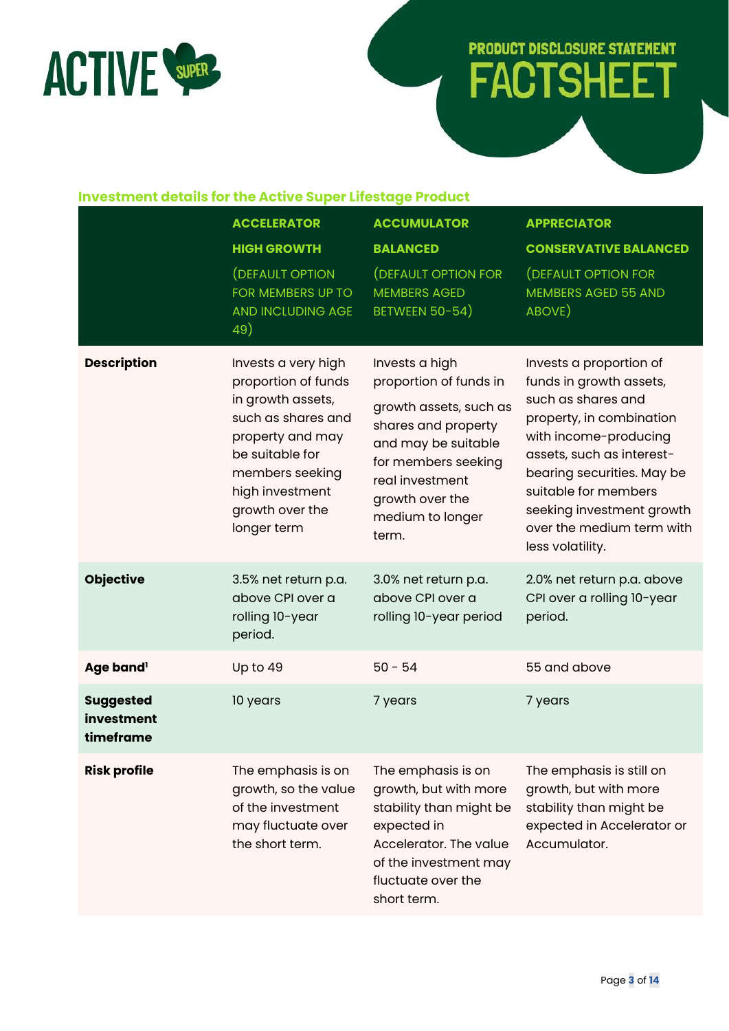# PRODUCT DISCLOSURE STATEMENT FACTSHEET

## Investment details for the Active Super Lifestage Product

| | ACCELERATOR HIGH GROWTH (DEFAULT OPTION FOR MEMBERS UP TO AND INCLUDING AGE 49) | ACCUMULATOR BALANCED (DEFAULT OPTION FOR MEMBERS AGED BETWEEN 50-54) | APPRECIATOR CONSERVATIVE BALANCED (DEFAULT OPTION FOR MEMBERS AGED 55 AND ABOVE) |
|---|---|---|---|
| **Description** | Invests a very high proportion of funds in growth assets, such as shares and property and may be suitable for members seeking high investment growth over the longer term | Invests a high proportion of funds in growth assets, such as shares and property and may be suitable for members seeking real investment growth over the medium to longer term. | Invests a proportion of funds in growth assets, such as shares and property, in combination with income-producing assets, such as interest-bearing securities. May be suitable for members seeking investment growth over the medium term with less volatility. |
| **Objective** | 3.5% net return p.a. above CPI over a rolling 10-year period. | 3.0% net return p.a. above CPI over a rolling 10-year period | 2.0% net return p.a. above CPI over a rolling 10-year period. |
| **Age band**[1] | Up to 49 | 50 - 54 | 55 and above |
| **Suggested investment timeframe** | 10 years | 7 years | 7 years |
| **Risk profile** | The emphasis is on growth, so the value of the investment may fluctuate over the short term. | The emphasis is on growth, but with more stability than might be expected in Accelerator. The value of the investment may fluctuate over the short term. | The emphasis is still on growth, but with more stability than might be expected in Accelerator or Accumulator. |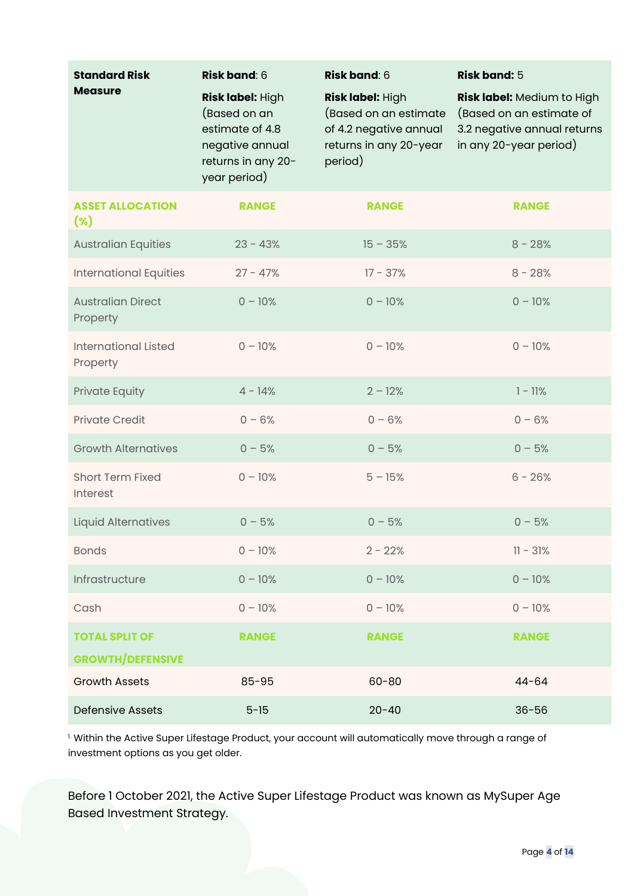| **Standard Risk Measure** | **Risk band**: 6<br>**Risk label:** High (Based on an estimate of 4.8 negative annual returns in any 20-year period) | **Risk band**: 6<br>**Risk label:** High (Based on an estimate of 4.2 negative annual returns in any 20-year period) | **Risk band:** 5<br>**Risk label:** Medium to High (Based on an estimate of 3.2 negative annual returns in any 20-year period) |
|---|---|---|---|
| **ASSET ALLOCATION (%)** | **RANGE** | **RANGE** | **RANGE** |
| Australian Equities | 23 - 43% | 15 – 35% | 8 - 28% |
| International Equities | 27 - 47% | 17 - 37% | 8 - 28% |
| Australian Direct Property | 0 – 10% | 0 – 10% | 0 – 10% |
| International Listed Property | 0 – 10% | 0 – 10% | 0 – 10% |
| Private Equity | 4 - 14% | 2 – 12% | 1 - 11% |
| Private Credit | 0 – 6% | 0 – 6% | 0 – 6% |
| Growth Alternatives | 0 – 5% | 0 – 5% | 0 – 5% |
| Short Term Fixed Interest | 0 – 10% | 5 – 15% | 6 - 26% |
| Liquid Alternatives | 0 – 5% | 0 – 5% | 0 – 5% |
| Bonds | 0 – 10% | 2 - 22% | 11 - 31% |
| Infrastructure | 0 – 10% | 0 – 10% | 0 – 10% |
| Cash | 0 – 10% | 0 – 10% | 0 – 10% |
| **TOTAL SPLIT OF GROWTH/DEFENSIVE** | **RANGE** | **RANGE** | **RANGE** |
| Growth Assets | 85-95 | 60-80 | 44-64 |
| Defensive Assets | 5-15 | 20-40 | 36-56 |

[1] Within the Active Super Lifestage Product, your account will automatically move through a range of investment options as you get older.

Before 1 October 2021, the Active Super Lifestage Product was known as MySuper Age Based Investment Strategy.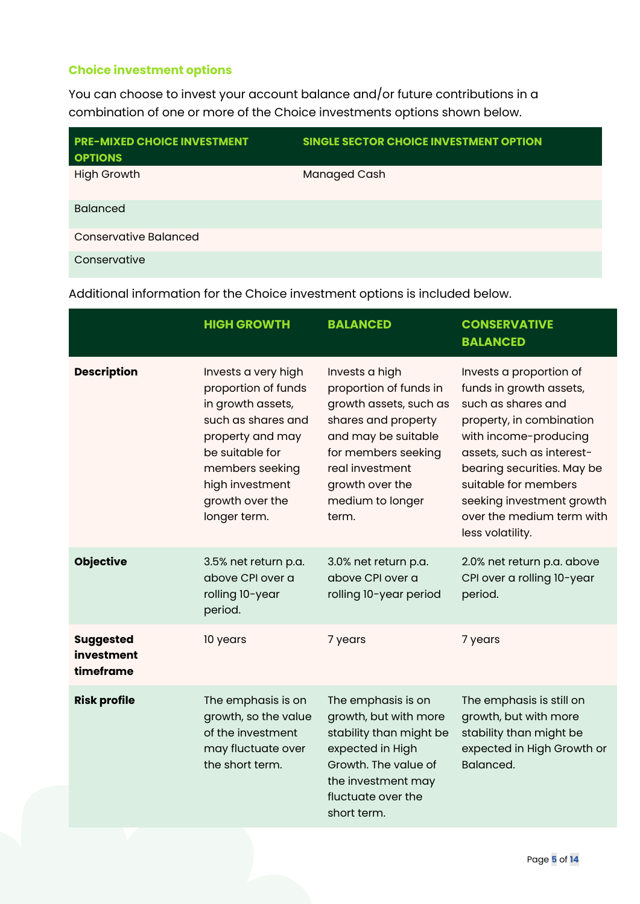### Choice investment options

You can choose to invest your account balance and/or future contributions in a combination of one or more of the Choice investments options shown below.

| PRE-MIXED CHOICE INVESTMENT OPTIONS | SINGLE SECTOR CHOICE INVESTMENT OPTION |
|---|---|
| High Growth | Managed Cash |
| Balanced | |
| Conservative Balanced | |
| Conservative | |

Additional information for the Choice investment options is included below.

| | HIGH GROWTH | BALANCED | CONSERVATIVE BALANCED |
|---|---|---|---|
| **Description** | Invests a very high proportion of funds in growth assets, such as shares and property and may be suitable for members seeking high investment growth over the longer term. | Invests a high proportion of funds in growth assets, such as shares and property and may be suitable for members seeking real investment growth over the medium to longer term. | Invests a proportion of funds in growth assets, such as shares and property, in combination with income-producing assets, such as interest-bearing securities. May be suitable for members seeking investment growth over the medium term with less volatility. |
| **Objective** | 3.5% net return p.a. above CPI over a rolling 10-year period. | 3.0% net return p.a. above CPI over a rolling 10-year period | 2.0% net return p.a. above CPI over a rolling 10-year period. |
| **Suggested investment timeframe** | 10 years | 7 years | 7 years |
| **Risk profile** | The emphasis is on growth, so the value of the investment may fluctuate over the short term. | The emphasis is on growth, but with more stability than might be expected in High Growth. The value of the investment may fluctuate over the short term. | The emphasis is still on growth, but with more stability than might be expected in High Growth or Balanced. |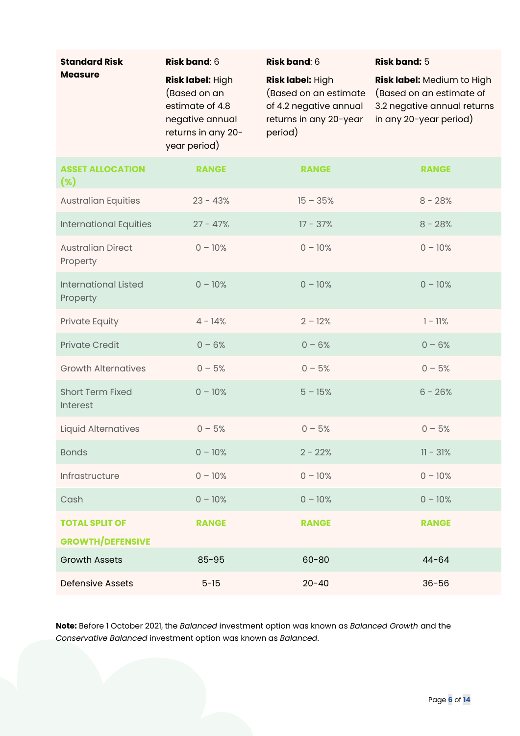| **Standard Risk Measure** | **Risk band**: 6<br>**Risk label:** High (Based on an estimate of 4.8 negative annual returns in any 20-year period) | **Risk band**: 6<br>**Risk label:** High (Based on an estimate of 4.2 negative annual returns in any 20-year period) | **Risk band:** 5<br>**Risk label:** Medium to High (Based on an estimate of 3.2 negative annual returns in any 20-year period) |
|---|---|---|---|
| **ASSET ALLOCATION (%)** | **RANGE** | **RANGE** | **RANGE** |
| Australian Equities | 23 - 43% | 15 – 35% | 8 - 28% |
| International Equities | 27 - 47% | 17 - 37% | 8 - 28% |
| Australian Direct Property | 0 – 10% | 0 – 10% | 0 – 10% |
| International Listed Property | 0 – 10% | 0 – 10% | 0 – 10% |
| Private Equity | 4 - 14% | 2 – 12% | 1 - 11% |
| Private Credit | 0 – 6% | 0 – 6% | 0 – 6% |
| Growth Alternatives | 0 – 5% | 0 – 5% | 0 – 5% |
| Short Term Fixed Interest | 0 – 10% | 5 – 15% | 6 - 26% |
| Liquid Alternatives | 0 – 5% | 0 – 5% | 0 – 5% |
| Bonds | 0 – 10% | 2 - 22% | 11 - 31% |
| Infrastructure | 0 – 10% | 0 – 10% | 0 – 10% |
| Cash | 0 – 10% | 0 – 10% | 0 – 10% |
| **TOTAL SPLIT OF GROWTH/DEFENSIVE** | **RANGE** | **RANGE** | **RANGE** |
| Growth Assets | 85-95 | 60-80 | 44-64 |
| Defensive Assets | 5-15 | 20-40 | 36-56 |

**Note:** Before 1 October 2021, the *Balanced* investment option was known as *Balanced Growth* and the *Conservative Balanced* investment option was known as *Balanced*.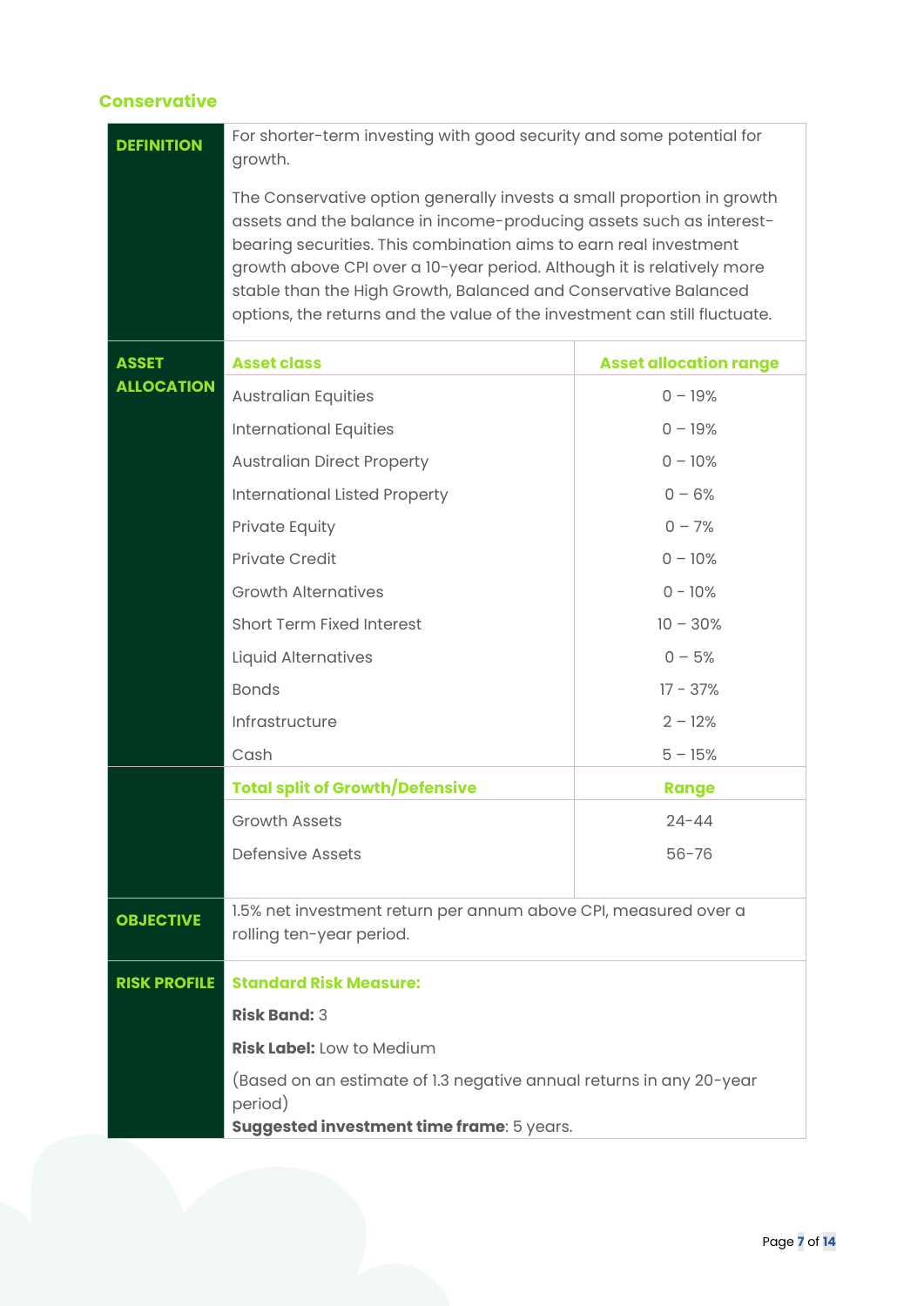## Conservative

| | | |
|---|---|---|
| **DEFINITION** | For shorter-term investing with good security and some potential for growth.<br><br>The Conservative option generally invests a small proportion in growth assets and the balance in income-producing assets such as interest-bearing securities. This combination aims to earn real investment growth above CPI over a 10-year period. Although it is relatively more stable than the High Growth, Balanced and Conservative Balanced options, the returns and the value of the investment can still fluctuate. | |
| **ASSET ALLOCATION** | **Asset class** | **Asset allocation range** |
| | Australian Equities | 0 – 19% |
| | International Equities | 0 – 19% |
| | Australian Direct Property | 0 – 10% |
| | International Listed Property | 0 – 6% |
| | Private Equity | 0 – 7% |
| | Private Credit | 0 – 10% |
| | Growth Alternatives | 0 - 10% |
| | Short Term Fixed Interest | 10 – 30% |
| | Liquid Alternatives | 0 – 5% |
| | Bonds | 17 - 37% |
| | Infrastructure | 2 – 12% |
| | Cash | 5 – 15% |
| | **Total split of Growth/Defensive** | **Range** |
| | Growth Assets | 24-44 |
| | Defensive Assets | 56-76 |
| **OBJECTIVE** | 1.5% net investment return per annum above CPI, measured over a rolling ten-year period. | |
| **RISK PROFILE** | **Standard Risk Measure:**<br><br>**Risk Band:** 3<br><br>**Risk Label:** Low to Medium<br><br>(Based on an estimate of 1.3 negative annual returns in any 20-year period)<br>**Suggested investment time frame**: 5 years. | |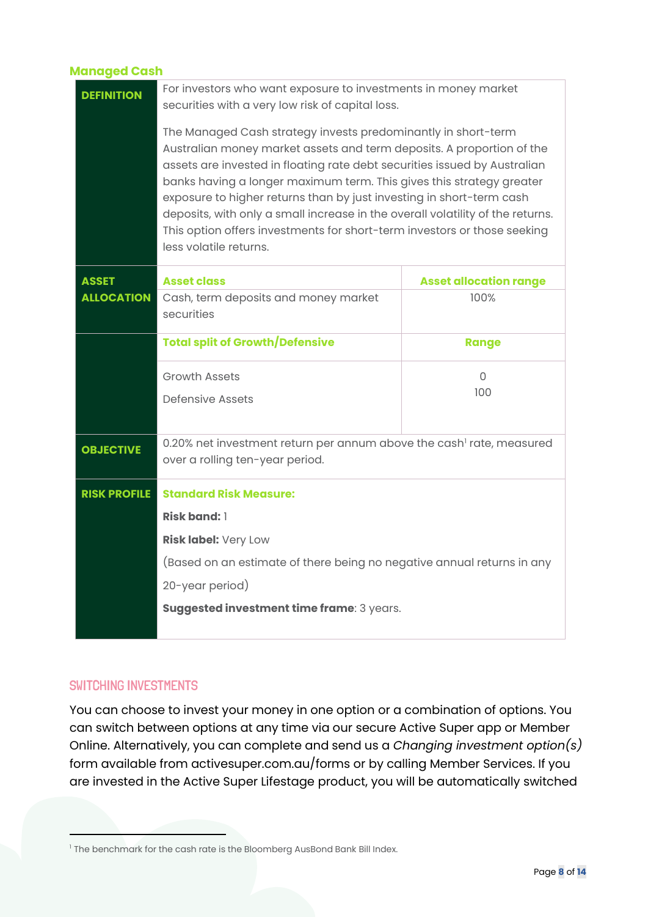## Managed Cash

| | | |
|---|---|---|
| **DEFINITION** | For investors who want exposure to investments in money market securities with a very low risk of capital loss.<br><br>The Managed Cash strategy invests predominantly in short-term Australian money market assets and term deposits. A proportion of the assets are invested in floating rate debt securities issued by Australian banks having a longer maximum term. This gives this strategy greater exposure to higher returns than by just investing in short-term cash deposits, with only a small increase in the overall volatility of the returns. This option offers investments for short-term investors or those seeking less volatile returns. | |
| **ASSET ALLOCATION** | **Asset class** | **Asset allocation range** |
| | Cash, term deposits and money market securities | 100% |
| | **Total split of Growth/Defensive** | **Range** |
| | Growth Assets<br><br>Defensive Assets | 0<br><br>100 |
| **OBJECTIVE** | 0.20% net investment return per annum above the cash[1] rate, measured over a rolling ten-year period. | |
| **RISK PROFILE** | **Standard Risk Measure:**<br><br>**Risk band:** 1<br><br>**Risk label:** Very Low<br><br>(Based on an estimate of there being no negative annual returns in any 20-year period)<br><br>**Suggested investment time frame**: 3 years. | |

## SWITCHING INVESTMENTS

You can choose to invest your money in one option or a combination of options. You can switch between options at any time via our secure Active Super app or Member Online. Alternatively, you can complete and send us a *Changing investment option(s)* form available from activesuper.com.au/forms or by calling Member Services. If you are invested in the Active Super Lifestage product, you will be automatically switched

[1] The benchmark for the cash rate is the Bloomberg AusBond Bank Bill Index.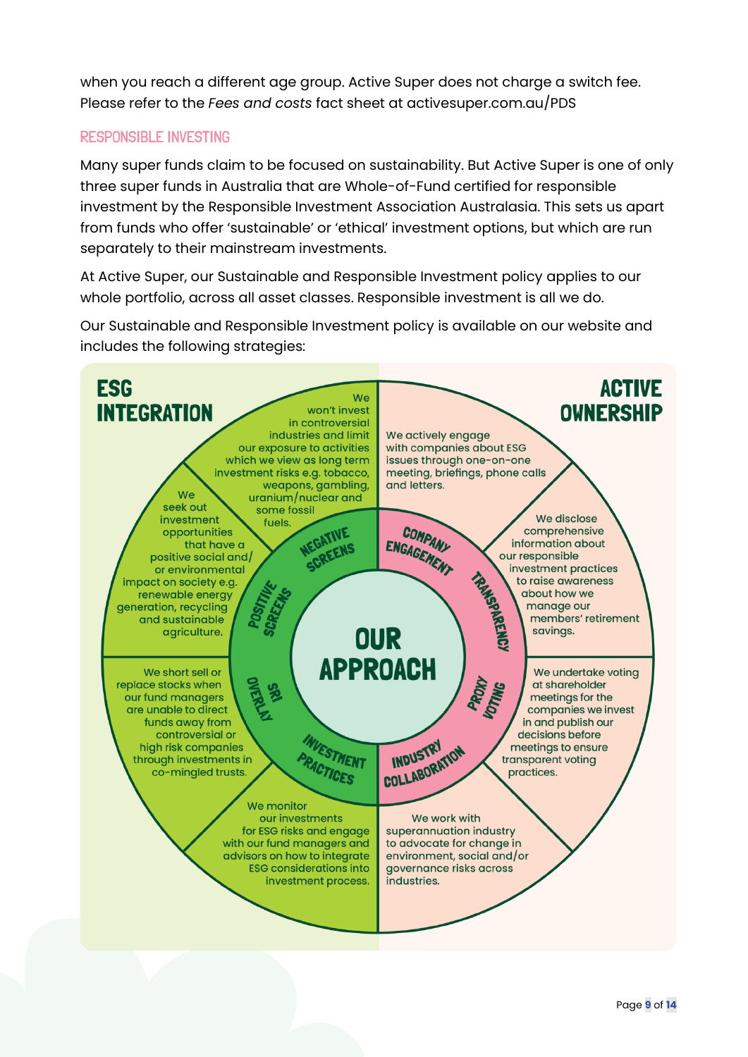when you reach a different age group. Active Super does not charge a switch fee. Please refer to the *Fees and costs* fact sheet at activesuper.com.au/PDS

## RESPONSIBLE INVESTING

Many super funds claim to be focused on sustainability. But Active Super is one of only three super funds in Australia that are Whole-of-Fund certified for responsible investment by the Responsible Investment Association Australasia. This sets us apart from funds who offer 'sustainable' or 'ethical' investment options, but which are run separately to their mainstream investments.

At Active Super, our Sustainable and Responsible Investment policy applies to our whole portfolio, across all asset classes. Responsible investment is all we do.

Our Sustainable and Responsible Investment policy is available on our website and includes the following strategies:

### OUR APPROACH

#### ESG INTEGRATION

- **Negative screens:** We won't invest in controversial industries and limit our exposure to activities which we view as long term investment risks e.g. tobacco, weapons, gambling, uranium/nuclear and some fossil fuels.
- **Positive screens:** We seek out investment opportunities that have a positive social and/or environmental impact on society e.g. renewable energy generation, recycling and sustainable agriculture.
- **SRI overlay:** We short sell or replace stocks when our fund managers are unable to direct funds away from controversial or high risk companies through investments in co-mingled trusts.
- **Investment practices:** We monitor our investments for ESG risks and engage with our fund managers and advisors on how to integrate ESG considerations into investment process.

#### ACTIVE OWNERSHIP

- **Company engagement:** We actively engage with companies about ESG issues through one-on-one meeting, briefings, phone calls and letters.
- **Transparency:** We disclose comprehensive information about our responsible investment practices to raise awareness about how we manage our members' retirement savings.
- **Proxy voting:** We undertake voting at shareholder meetings for the companies we invest in and publish our decisions before meetings to ensure transparent voting practices.
- **Industry collaboration:** We work with superannuation industry to advocate for change in environment, social and/or governance risks across industries.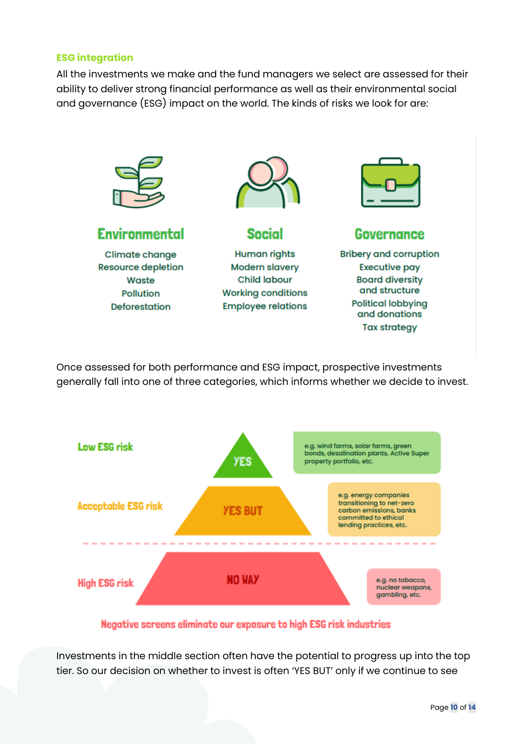## ESG integration

All the investments we make and the fund managers we select are assessed for their ability to deliver strong financial performance as well as their environmental social and governance (ESG) impact on the world. The kinds of risks we look for are:

### Environmental

- Climate change
- Resource depletion
- Waste
- Pollution
- Deforestation

### Social

- Human rights
- Modern slavery
- Child labour
- Working conditions
- Employee relations

### Governance

- Bribery and corruption
- Executive pay
- Board diversity and structure
- Political lobbying and donations
- Tax strategy

Once assessed for both performance and ESG impact, prospective investments generally fall into one of three categories, which informs whether we decide to invest.

| Risk level | Decision | Examples |
| --- | --- | --- |
| Low ESG risk | YES | e.g. wind farms, solar farms, green bonds, desalination plants, Active Super property portfolio, etc. |
| Acceptable ESG risk | YES BUT | e.g. energy companies transitioning to net-zero carbon emissions, banks committed to ethical lending practices, etc. |
| High ESG risk | NO WAY | e.g. no tobacco, nuclear weapons, gambling, etc. |

Negative screens eliminate our exposure to high ESG risk industries

Investments in the middle section often have the potential to progress up into the top tier. So our decision on whether to invest is often 'YES BUT' only if we continue to see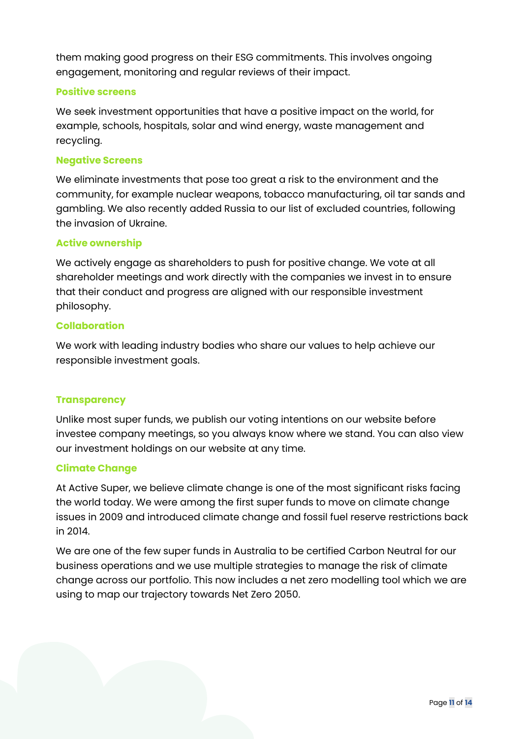them making good progress on their ESG commitments. This involves ongoing engagement, monitoring and regular reviews of their impact.

### Positive screens

We seek investment opportunities that have a positive impact on the world, for example, schools, hospitals, solar and wind energy, waste management and recycling.

### Negative Screens

We eliminate investments that pose too great a risk to the environment and the community, for example nuclear weapons, tobacco manufacturing, oil tar sands and gambling. We also recently added Russia to our list of excluded countries, following the invasion of Ukraine.

### Active ownership

We actively engage as shareholders to push for positive change. We vote at all shareholder meetings and work directly with the companies we invest in to ensure that their conduct and progress are aligned with our responsible investment philosophy.

### Collaboration

We work with leading industry bodies who share our values to help achieve our responsible investment goals.

### Transparency

Unlike most super funds, we publish our voting intentions on our website before investee company meetings, so you always know where we stand. You can also view our investment holdings on our website at any time.

### Climate Change

At Active Super, we believe climate change is one of the most significant risks facing the world today. We were among the first super funds to move on climate change issues in 2009 and introduced climate change and fossil fuel reserve restrictions back in 2014.

We are one of the few super funds in Australia to be certified Carbon Neutral for our business operations and we use multiple strategies to manage the risk of climate change across our portfolio. This now includes a net zero modelling tool which we are using to map our trajectory towards Net Zero 2050.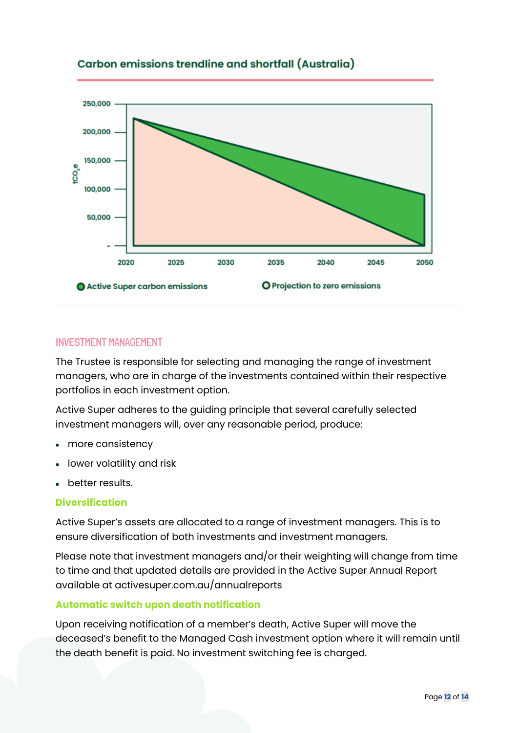### Carbon emissions trendline and shortfall (Australia)

$tCO_2e$

250,000
200,000
150,000
100,000
50,000
-

2020 2025 2030 2035 2040 2045 2050

Active Super carbon emissions

Projection to zero emissions

## INVESTMENT MANAGEMENT

The Trustee is responsible for selecting and managing the range of investment managers, who are in charge of the investments contained within their respective portfolios in each investment option.

Active Super adheres to the guiding principle that several carefully selected investment managers will, over any reasonable period, produce:

- more consistency
- lower volatility and risk
- better results.

### Diversification

Active Super's assets are allocated to a range of investment managers. This is to ensure diversification of both investments and investment managers.

Please note that investment managers and/or their weighting will change from time to time and that updated details are provided in the Active Super Annual Report available at activesuper.com.au/annualreports

### Automatic switch upon death notification

Upon receiving notification of a member's death, Active Super will move the deceased's benefit to the Managed Cash investment option where it will remain until the death benefit is paid. No investment switching fee is charged.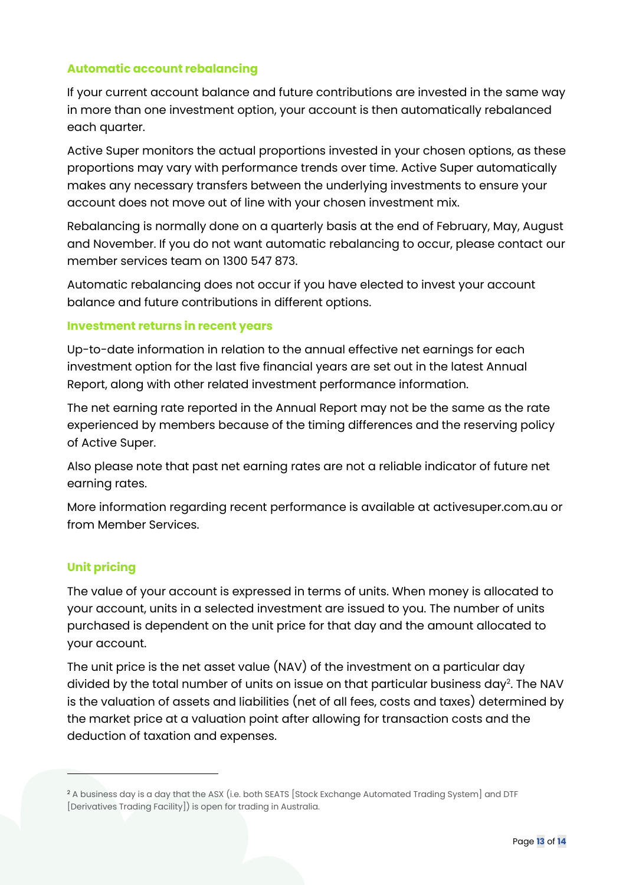## Automatic account rebalancing

If your current account balance and future contributions are invested in the same way in more than one investment option, your account is then automatically rebalanced each quarter.

Active Super monitors the actual proportions invested in your chosen options, as these proportions may vary with performance trends over time. Active Super automatically makes any necessary transfers between the underlying investments to ensure your account does not move out of line with your chosen investment mix.

Rebalancing is normally done on a quarterly basis at the end of February, May, August and November. If you do not want automatic rebalancing to occur, please contact our member services team on 1300 547 873.

Automatic rebalancing does not occur if you have elected to invest your account balance and future contributions in different options.

## Investment returns in recent years

Up-to-date information in relation to the annual effective net earnings for each investment option for the last five financial years are set out in the latest Annual Report, along with other related investment performance information.

The net earning rate reported in the Annual Report may not be the same as the rate experienced by members because of the timing differences and the reserving policy of Active Super.

Also please note that past net earning rates are not a reliable indicator of future net earning rates.

More information regarding recent performance is available at activesuper.com.au or from Member Services.

## Unit pricing

The value of your account is expressed in terms of units. When money is allocated to your account, units in a selected investment are issued to you. The number of units purchased is dependent on the unit price for that day and the amount allocated to your account.

The unit price is the net asset value (NAV) of the investment on a particular day divided by the total number of units on issue on that particular business day[2]. The NAV is the valuation of assets and liabilities (net of all fees, costs and taxes) determined by the market price at a valuation point after allowing for transaction costs and the deduction of taxation and expenses.

---

[2] A business day is a day that the ASX (i.e. both SEATS [Stock Exchange Automated Trading System] and DTF [Derivatives Trading Facility]) is open for trading in Australia.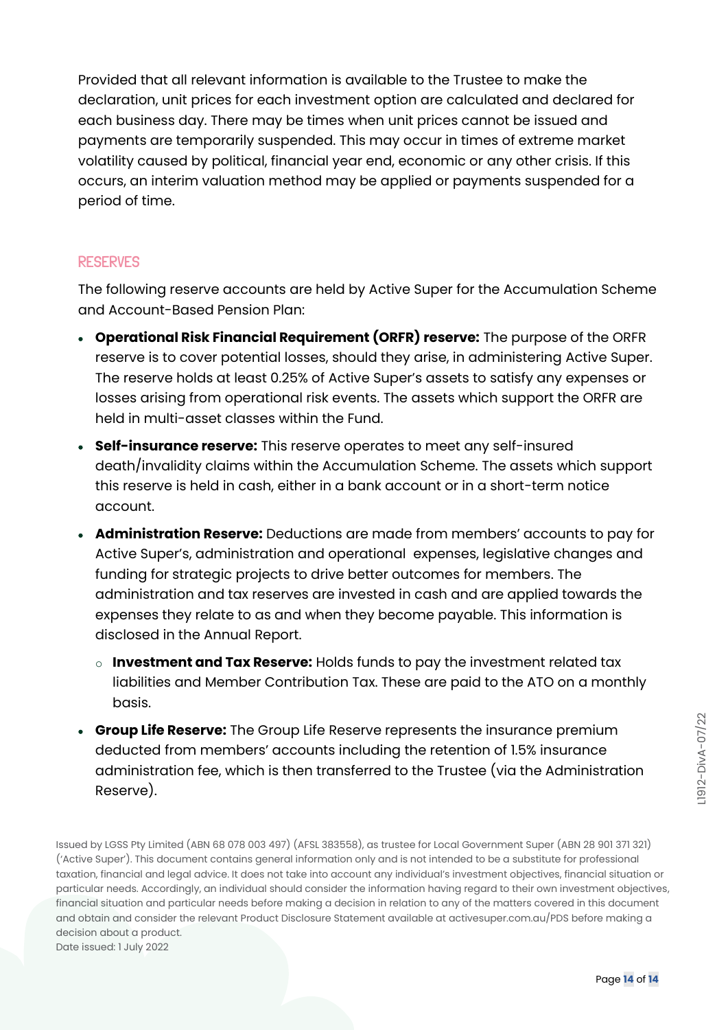Provided that all relevant information is available to the Trustee to make the declaration, unit prices for each investment option are calculated and declared for each business day. There may be times when unit prices cannot be issued and payments are temporarily suspended. This may occur in times of extreme market volatility caused by political, financial year end, economic or any other crisis. If this occurs, an interim valuation method may be applied or payments suspended for a period of time.

## RESERVES

The following reserve accounts are held by Active Super for the Accumulation Scheme and Account-Based Pension Plan:

- **Operational Risk Financial Requirement (ORFR) reserve:** The purpose of the ORFR reserve is to cover potential losses, should they arise, in administering Active Super. The reserve holds at least 0.25% of Active Super's assets to satisfy any expenses or losses arising from operational risk events. The assets which support the ORFR are held in multi-asset classes within the Fund.
- **Self-insurance reserve:** This reserve operates to meet any self-insured death/invalidity claims within the Accumulation Scheme. The assets which support this reserve is held in cash, either in a bank account or in a short-term notice account.
- **Administration Reserve:** Deductions are made from members' accounts to pay for Active Super's, administration and operational expenses, legislative changes and funding for strategic projects to drive better outcomes for members. The administration and tax reserves are invested in cash and are applied towards the expenses they relate to as and when they become payable. This information is disclosed in the Annual Report.
  - **Investment and Tax Reserve:** Holds funds to pay the investment related tax liabilities and Member Contribution Tax. These are paid to the ATO on a monthly basis.
- **Group Life Reserve:** The Group Life Reserve represents the insurance premium deducted from members' accounts including the retention of 1.5% insurance administration fee, which is then transferred to the Trustee (via the Administration Reserve).

Issued by LGSS Pty Limited (ABN 68 078 003 497) (AFSL 383558), as trustee for Local Government Super (ABN 28 901 371 321) ('Active Super'). This document contains general information only and is not intended to be a substitute for professional taxation, financial and legal advice. It does not take into account any individual's investment objectives, financial situation or particular needs. Accordingly, an individual should consider the information having regard to their own investment objectives, financial situation and particular needs before making a decision in relation to any of the matters covered in this document and obtain and consider the relevant Product Disclosure Statement available at activesuper.com.au/PDS before making a decision about a product.
Date issued: 1 July 2022

L1912-DivA-07/22